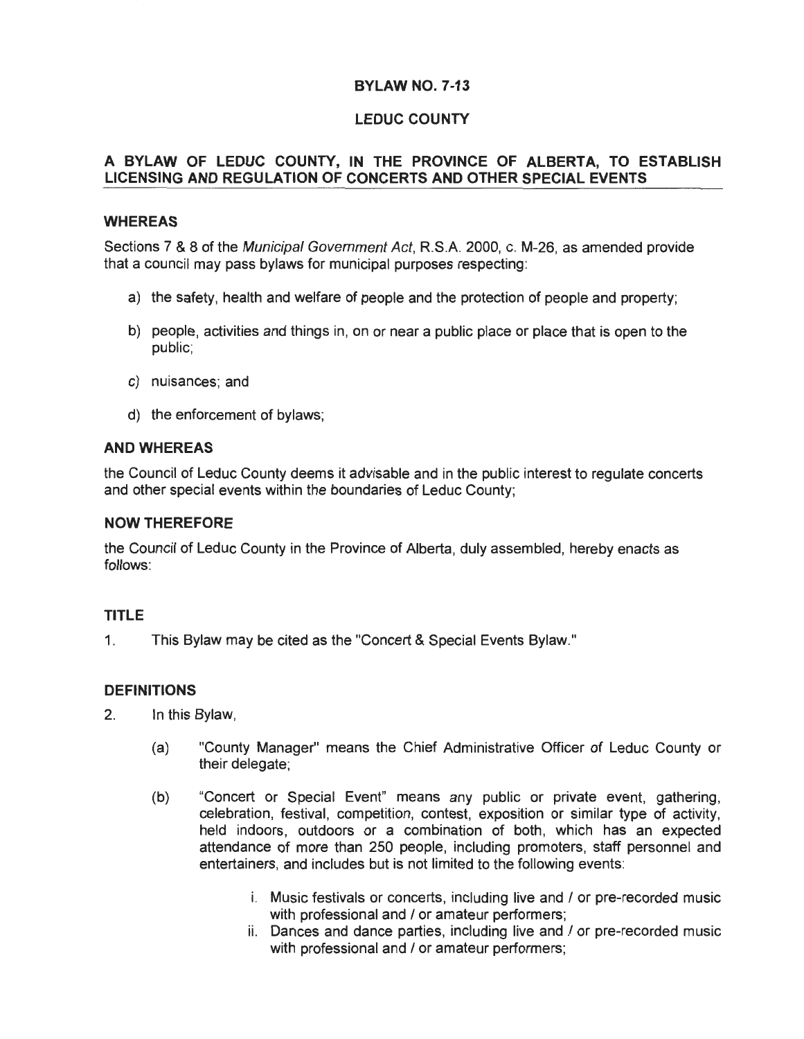# BYLAW NO. 7-13

# LEDUC COUNTY

## A BYLAW OF LEDUC COUNTY, IN THE PROVINCE OF ALBERTA, TO ESTABLISH LICENSING AND REGULATION OF CONCERTS AND OTHER SPECIAL EVENTS

### WHEREAS

Sections 7 & 8 of the *Municipal Government Act*, R.S.A. 2000, c. M-26, as amended provide that a council may pass bylaws for municipal purposes respecting:

a) the safety, health and welfare of people and the protection of people and property;

b) people, activities and things in, on or near a public place or place that is open to the public;

c) nuisances; and

d) the enforcement of bylaws;

### AND WHEREAS

the Council of Leduc County deems it advisable and in the public interest to regulate concerts and other special events within the boundaries of Leduc County;

### NOW THEREFORE

the Council of Leduc County in the Province of Alberta, duly assembled, hereby enacts as follows:

### TITLE

1. This Bylaw may be cited as the "Concert & Special Events Bylaw."

### DEFINITIONS

2. In this Bylaw,

   (a) "County Manager" means the Chief Administrative Officer of Leduc County or their delegate;

   (b) "Concert or Special Event" means any public or private event, gathering, celebration, festival, competition, contest, exposition or similar type of activity, held indoors, outdoors or a combination of both, which has an expected attendance of more than 250 people, including promoters, staff personnel and entertainers, and includes but is not limited to the following events:

      i. Music festivals or concerts, including live and / or pre-recorded music with professional and / or amateur performers;

      ii. Dances and dance parties, including live and / or pre-recorded music with professional and / or amateur performers;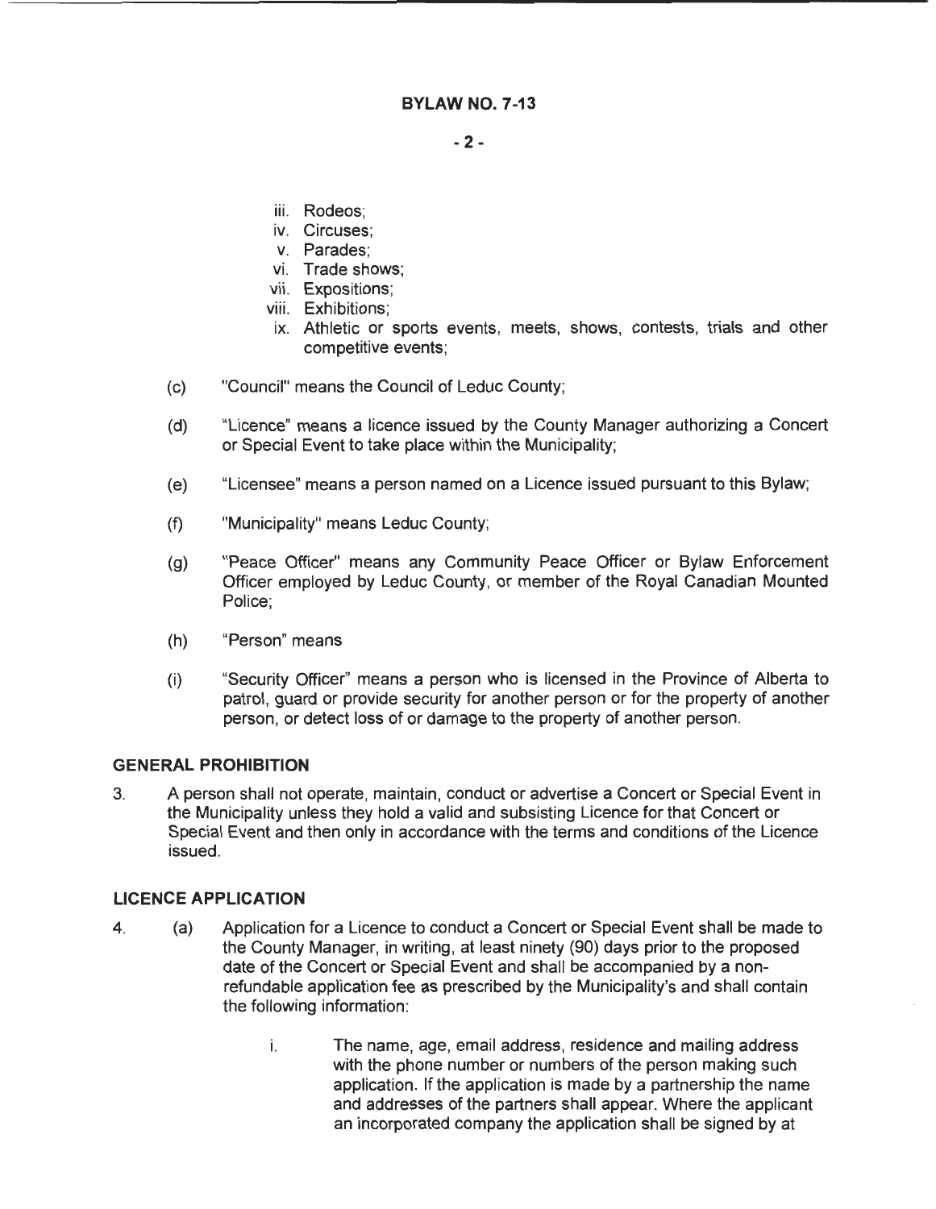iii. Rodeos;
iv. Circuses;
v. Parades;
vi. Trade shows;
vii. Expositions;
viii. Exhibitions;
ix. Athletic or sports events, meets, shows, contests, trials and other competitive events;

(c) "Council" means the Council of Leduc County;

(d) "Licence" means a licence issued by the County Manager authorizing a Concert or Special Event to take place within the Municipality;

(e) "Licensee" means a person named on a Licence issued pursuant to this Bylaw;

(f) "Municipality" means Leduc County;

(g) "Peace Officer" means any Community Peace Officer or Bylaw Enforcement Officer employed by Leduc County, or member of the Royal Canadian Mounted Police;

(h) "Person" means

(i) "Security Officer" means a person who is licensed in the Province of Alberta to patrol, guard or provide security for another person or for the property of another person, or detect loss of or damage to the property of another person.

**GENERAL PROHIBITION**

3. A person shall not operate, maintain, conduct or advertise a Concert or Special Event in the Municipality unless they hold a valid and subsisting Licence for that Concert or Special Event and then only in accordance with the terms and conditions of the Licence issued.

**LICENCE APPLICATION**

4. (a) Application for a Licence to conduct a Concert or Special Event shall be made to the County Manager, in writing, at least ninety (90) days prior to the proposed date of the Concert or Special Event and shall be accompanied by a non-refundable application fee as prescribed by the Municipality's and shall contain the following information:

   i. The name, age, email address, residence and mailing address with the phone number or numbers of the person making such application. If the application is made by a partnership the name and addresses of the partners shall appear. Where the applicant an incorporated company the application shall be signed by at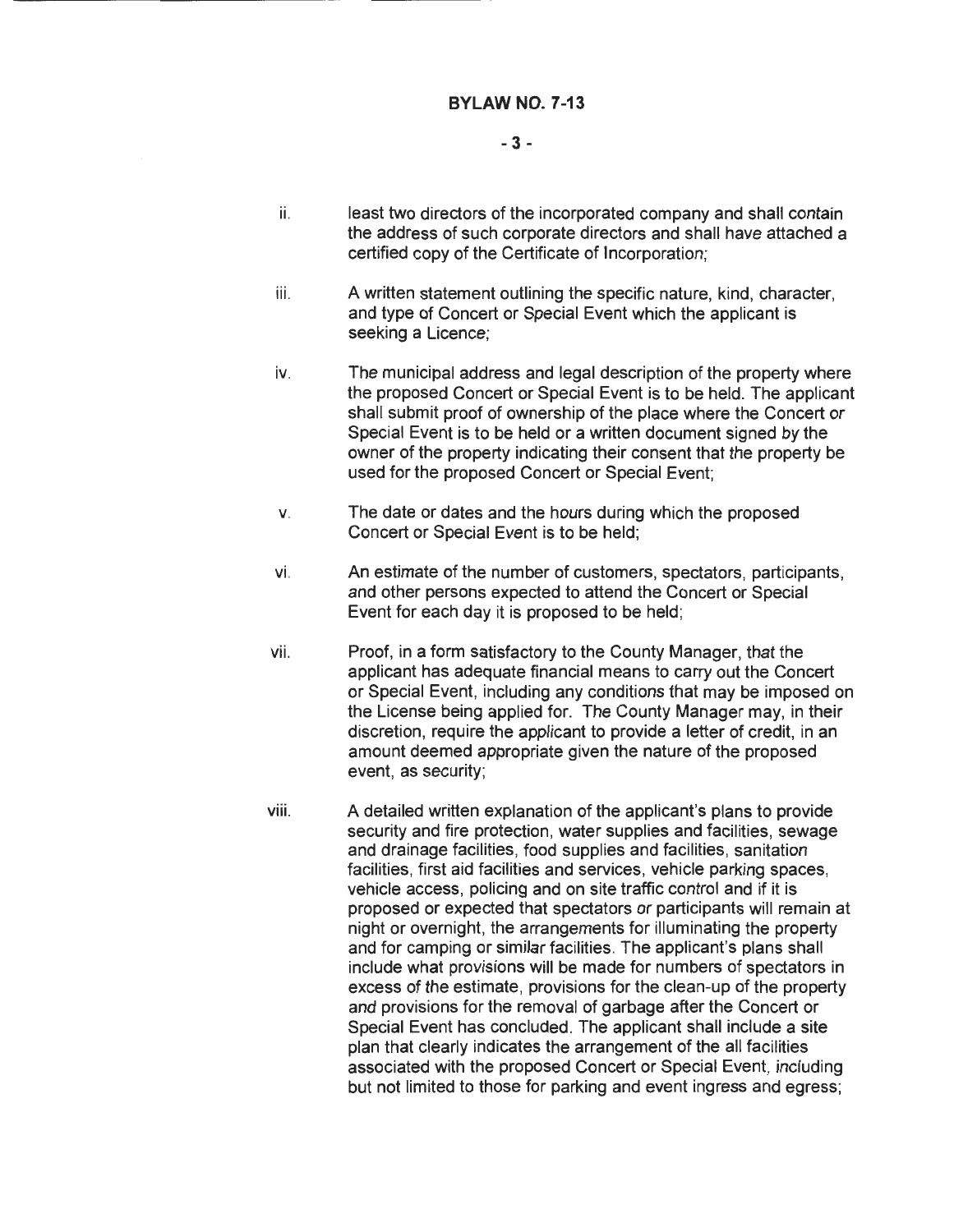ii. least two directors of the incorporated company and shall contain the address of such corporate directors and shall have attached a certified copy of the Certificate of Incorporation;

iii. A written statement outlining the specific nature, kind, character, and type of Concert or Special Event which the applicant is seeking a Licence;

iv. The municipal address and legal description of the property where the proposed Concert or Special Event is to be held. The applicant shall submit proof of ownership of the place where the Concert or Special Event is to be held or a written document signed by the owner of the property indicating their consent that the property be used for the proposed Concert or Special Event;

v. The date or dates and the hours during which the proposed Concert or Special Event is to be held;

vi. An estimate of the number of customers, spectators, participants, and other persons expected to attend the Concert or Special Event for each day it is proposed to be held;

vii. Proof, in a form satisfactory to the County Manager, that the applicant has adequate financial means to carry out the Concert or Special Event, including any conditions that may be imposed on the License being applied for. The County Manager may, in their discretion, require the applicant to provide a letter of credit, in an amount deemed appropriate given the nature of the proposed event, as security;

viii. A detailed written explanation of the applicant's plans to provide security and fire protection, water supplies and facilities, sewage and drainage facilities, food supplies and facilities, sanitation facilities, first aid facilities and services, vehicle parking spaces, vehicle access, policing and on site traffic control and if it is proposed or expected that spectators or participants will remain at night or overnight, the arrangements for illuminating the property and for camping or similar facilities. The applicant's plans shall include what provisions will be made for numbers of spectators in excess of the estimate, provisions for the clean-up of the property and provisions for the removal of garbage after the Concert or Special Event has concluded. The applicant shall include a site plan that clearly indicates the arrangement of the all facilities associated with the proposed Concert or Special Event, including but not limited to those for parking and event ingress and egress;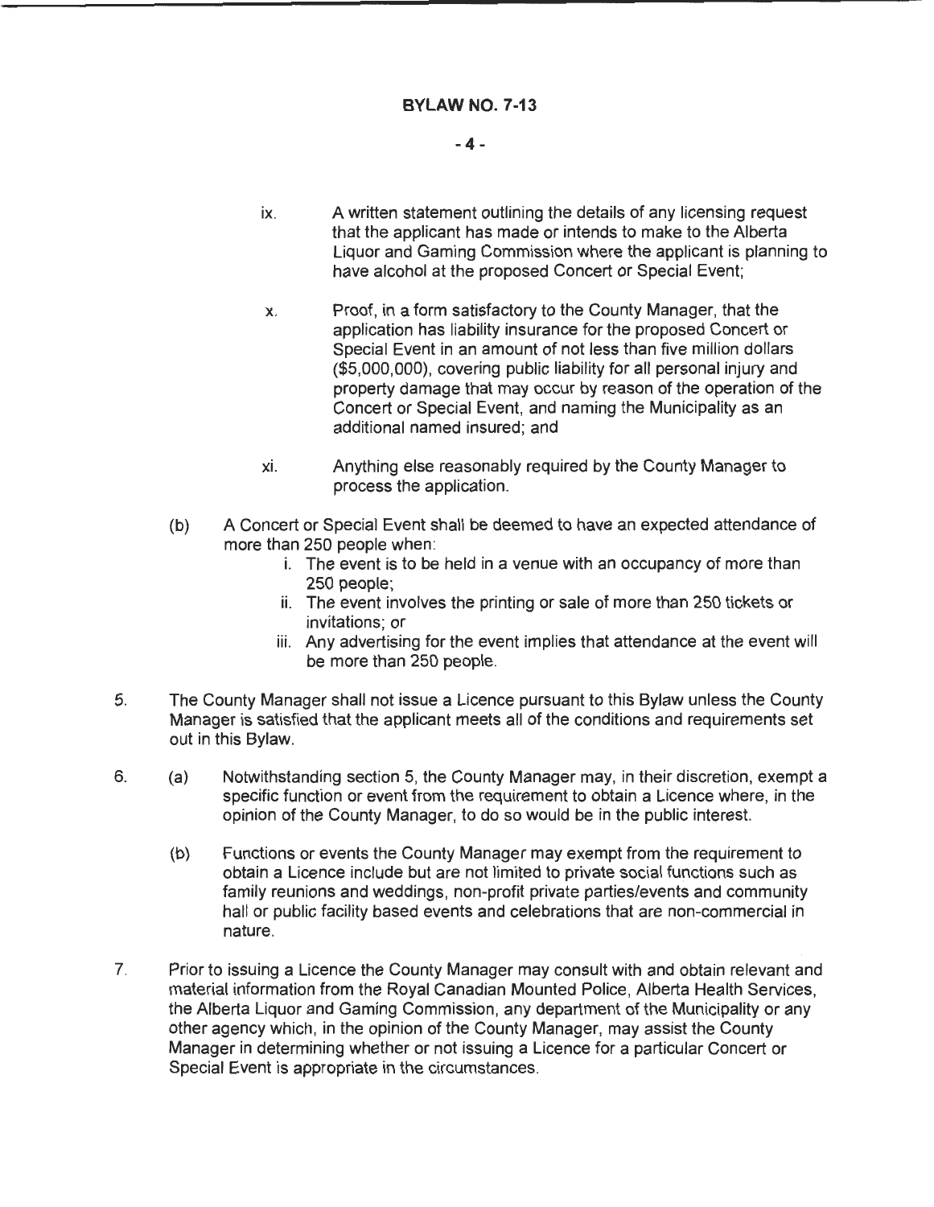**BYLAW NO. 7-13**

ix. A written statement outlining the details of any licensing request that the applicant has made or intends to make to the Alberta Liquor and Gaming Commission where the applicant is planning to have alcohol at the proposed Concert or Special Event;

x. Proof, in a form satisfactory to the County Manager, that the application has liability insurance for the proposed Concert or Special Event in an amount of not less than five million dollars ($5,000,000), covering public liability for all personal injury and property damage that may occur by reason of the operation of the Concert or Special Event, and naming the Municipality as an additional named insured; and

xi. Anything else reasonably required by the County Manager to process the application.

(b) A Concert or Special Event shall be deemed to have an expected attendance of more than 250 people when:

i. The event is to be held in a venue with an occupancy of more than 250 people;

ii. The event involves the printing or sale of more than 250 tickets or invitations; or

iii. Any advertising for the event implies that attendance at the event will be more than 250 people.

5. The County Manager shall not issue a Licence pursuant to this Bylaw unless the County Manager is satisfied that the applicant meets all of the conditions and requirements set out in this Bylaw.

6. (a) Notwithstanding section 5, the County Manager may, in their discretion, exempt a specific function or event from the requirement to obtain a Licence where, in the opinion of the County Manager, to do so would be in the public interest.

(b) Functions or events the County Manager may exempt from the requirement to obtain a Licence include but are not limited to private social functions such as family reunions and weddings, non-profit private parties/events and community hall or public facility based events and celebrations that are non-commercial in nature.

7. Prior to issuing a Licence the County Manager may consult with and obtain relevant and material information from the Royal Canadian Mounted Police, Alberta Health Services, the Alberta Liquor and Gaming Commission, any department of the Municipality or any other agency which, in the opinion of the County Manager, may assist the County Manager in determining whether or not issuing a Licence for a particular Concert or Special Event is appropriate in the circumstances.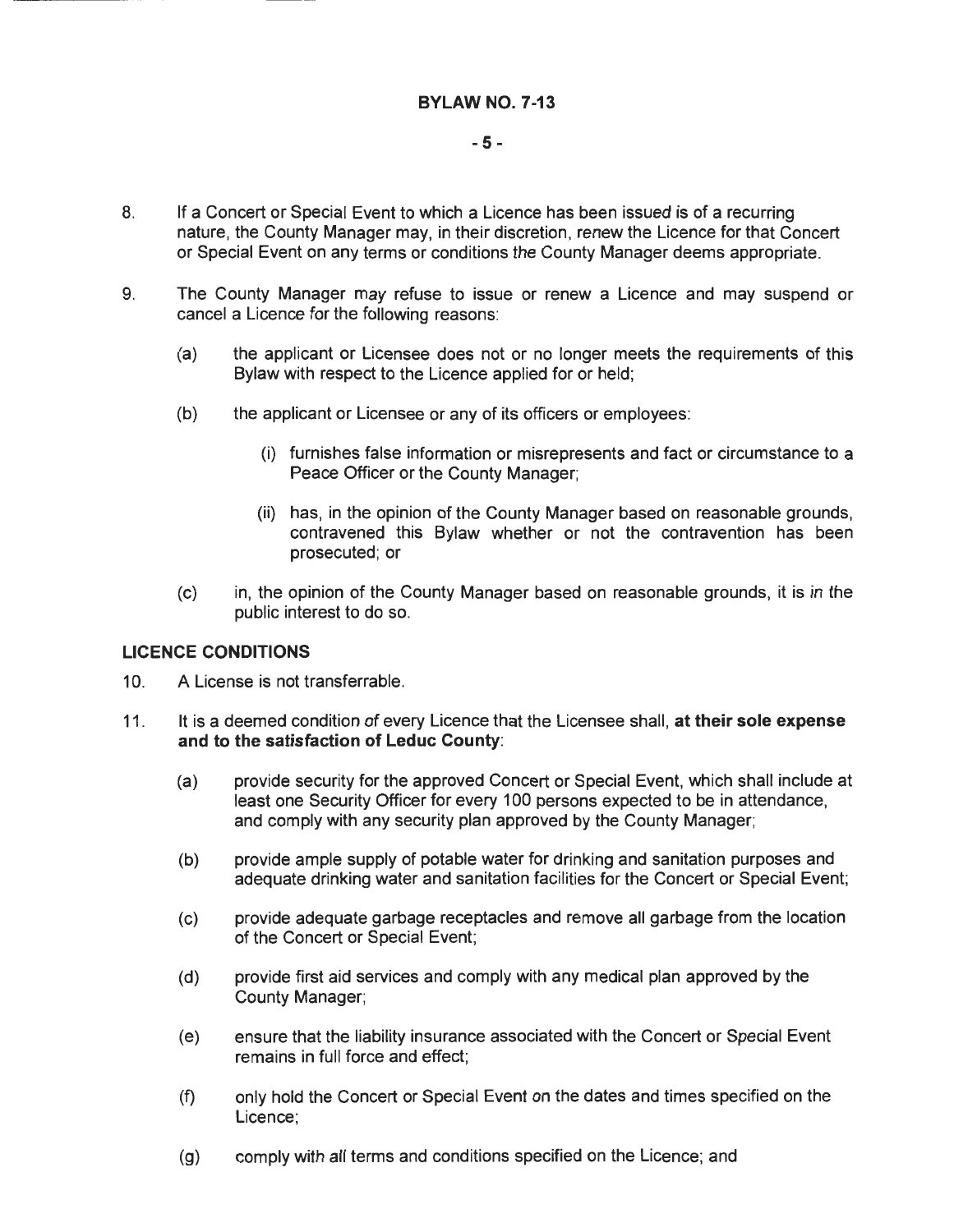8. If a Concert or Special Event to which a Licence has been issued is of a recurring nature, the County Manager may, in their discretion, renew the Licence for that Concert or Special Event on any terms or conditions the County Manager deems appropriate.

9. The County Manager may refuse to issue or renew a Licence and may suspend or cancel a Licence for the following reasons:

   (a) the applicant or Licensee does not or no longer meets the requirements of this Bylaw with respect to the Licence applied for or held;

   (b) the applicant or Licensee or any of its officers or employees:

      (i) furnishes false information or misrepresents and fact or circumstance to a Peace Officer or the County Manager;

      (ii) has, in the opinion of the County Manager based on reasonable grounds, contravened this Bylaw whether or not the contravention has been prosecuted; or

   (c) in, the opinion of the County Manager based on reasonable grounds, it is in the public interest to do so.

## LICENCE CONDITIONS

10. A License is not transferrable.

11. It is a deemed condition of every Licence that the Licensee shall, **at their sole expense and to the satisfaction of Leduc County**:

   (a) provide security for the approved Concert or Special Event, which shall include at least one Security Officer for every 100 persons expected to be in attendance, and comply with any security plan approved by the County Manager;

   (b) provide ample supply of potable water for drinking and sanitation purposes and adequate drinking water and sanitation facilities for the Concert or Special Event;

   (c) provide adequate garbage receptacles and remove all garbage from the location of the Concert or Special Event;

   (d) provide first aid services and comply with any medical plan approved by the County Manager;

   (e) ensure that the liability insurance associated with the Concert or Special Event remains in full force and effect;

   (f) only hold the Concert or Special Event on the dates and times specified on the Licence;

   (g) comply with all terms and conditions specified on the Licence; and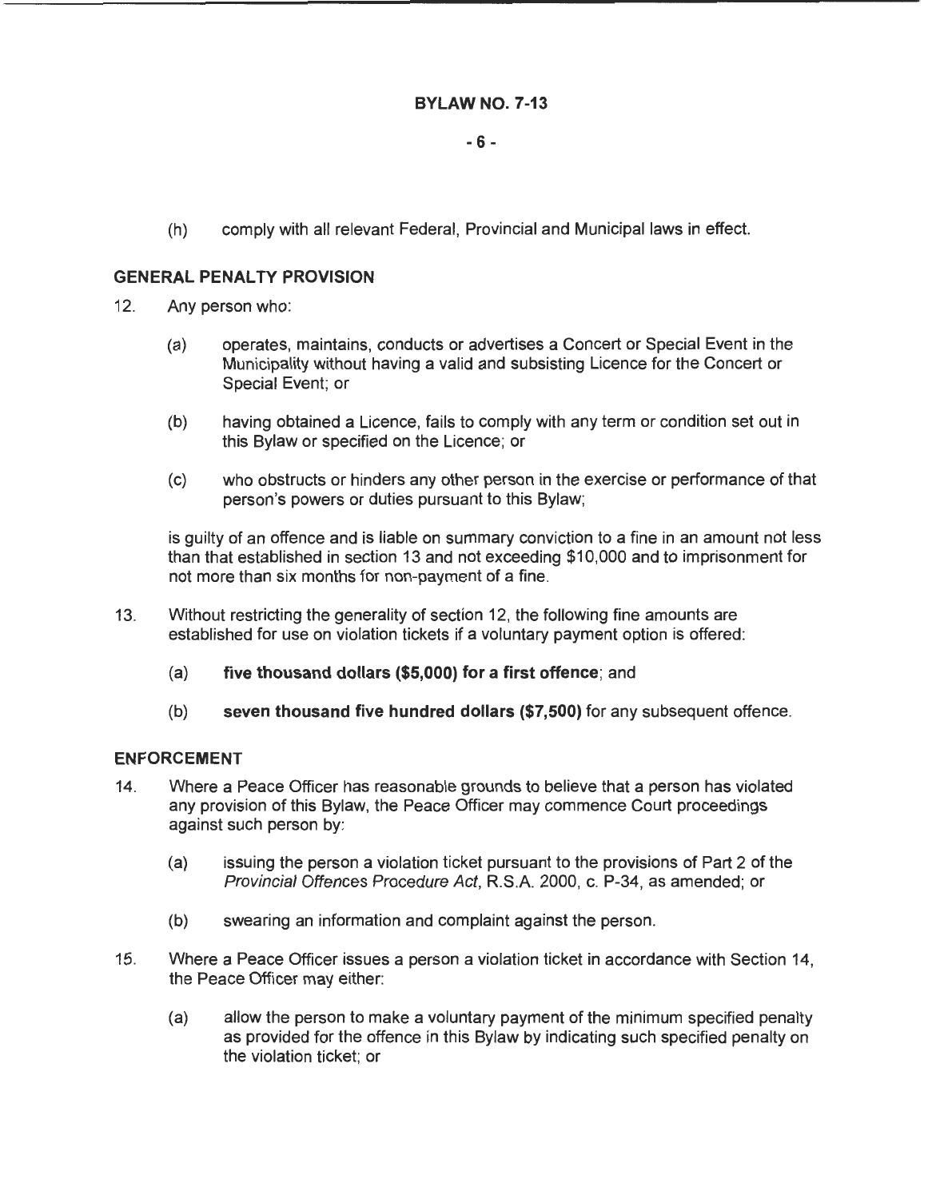(h) comply with all relevant Federal, Provincial and Municipal laws in effect.

## GENERAL PENALTY PROVISION

12. Any person who:

    (a) operates, maintains, conducts or advertises a Concert or Special Event in the Municipality without having a valid and subsisting Licence for the Concert or Special Event; or

    (b) having obtained a Licence, fails to comply with any term or condition set out in this Bylaw or specified on the Licence; or

    (c) who obstructs or hinders any other person in the exercise or performance of that person's powers or duties pursuant to this Bylaw;

    is guilty of an offence and is liable on summary conviction to a fine in an amount not less than that established in section 13 and not exceeding $10,000 and to imprisonment for not more than six months for non-payment of a fine.

13. Without restricting the generality of section 12, the following fine amounts are established for use on violation tickets if a voluntary payment option is offered:

    (a) **five thousand dollars ($5,000) for a first offence**; and

    (b) **seven thousand five hundred dollars ($7,500)** for any subsequent offence.

## ENFORCEMENT

14. Where a Peace Officer has reasonable grounds to believe that a person has violated any provision of this Bylaw, the Peace Officer may commence Court proceedings against such person by:

    (a) issuing the person a violation ticket pursuant to the provisions of Part 2 of the *Provincial Offences Procedure Act*, R.S.A. 2000, c. P-34, as amended; or

    (b) swearing an information and complaint against the person.

15. Where a Peace Officer issues a person a violation ticket in accordance with Section 14, the Peace Officer may either:

    (a) allow the person to make a voluntary payment of the minimum specified penalty as provided for the offence in this Bylaw by indicating such specified penalty on the violation ticket; or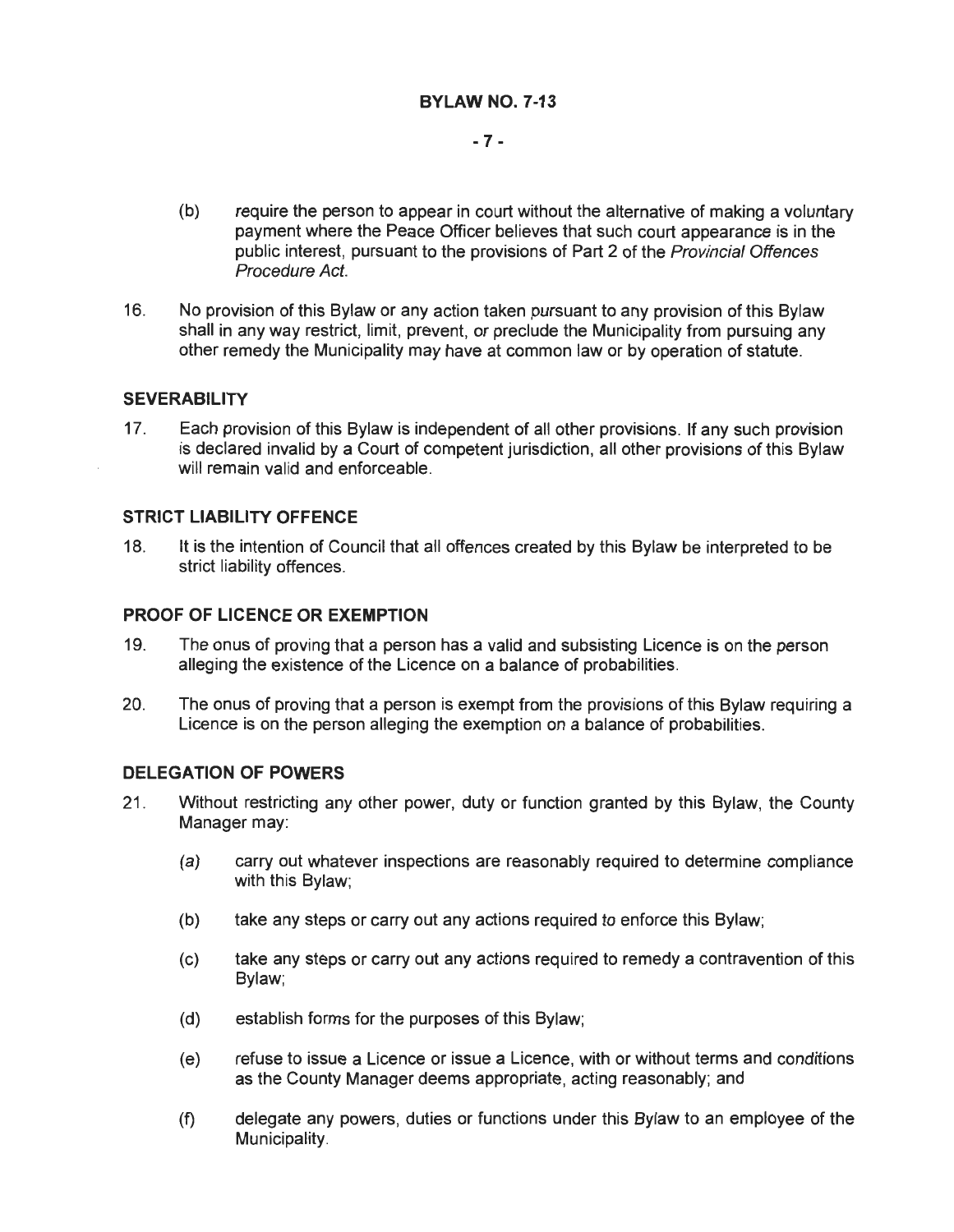(b) require the person to appear in court without the alternative of making a voluntary payment where the Peace Officer believes that such court appearance is in the public interest, pursuant to the provisions of Part 2 of the *Provincial Offences Procedure Act*.

16. No provision of this Bylaw or any action taken pursuant to any provision of this Bylaw shall in any way restrict, limit, prevent, or preclude the Municipality from pursuing any other remedy the Municipality may have at common law or by operation of statute.

### SEVERABILITY

17. Each provision of this Bylaw is independent of all other provisions. If any such provision is declared invalid by a Court of competent jurisdiction, all other provisions of this Bylaw will remain valid and enforceable.

### STRICT LIABILITY OFFENCE

18. It is the intention of Council that all offences created by this Bylaw be interpreted to be strict liability offences.

### PROOF OF LICENCE OR EXEMPTION

19. The onus of proving that a person has a valid and subsisting Licence is on the person alleging the existence of the Licence on a balance of probabilities.

20. The onus of proving that a person is exempt from the provisions of this Bylaw requiring a Licence is on the person alleging the exemption on a balance of probabilities.

### DELEGATION OF POWERS

21. Without restricting any other power, duty or function granted by this Bylaw, the County Manager may:

    (a) carry out whatever inspections are reasonably required to determine compliance with this Bylaw;

    (b) take any steps or carry out any actions required to enforce this Bylaw;

    (c) take any steps or carry out any actions required to remedy a contravention of this Bylaw;

    (d) establish forms for the purposes of this Bylaw;

    (e) refuse to issue a Licence or issue a Licence, with or without terms and conditions as the County Manager deems appropriate, acting reasonably; and

    (f) delegate any powers, duties or functions under this Bylaw to an employee of the Municipality.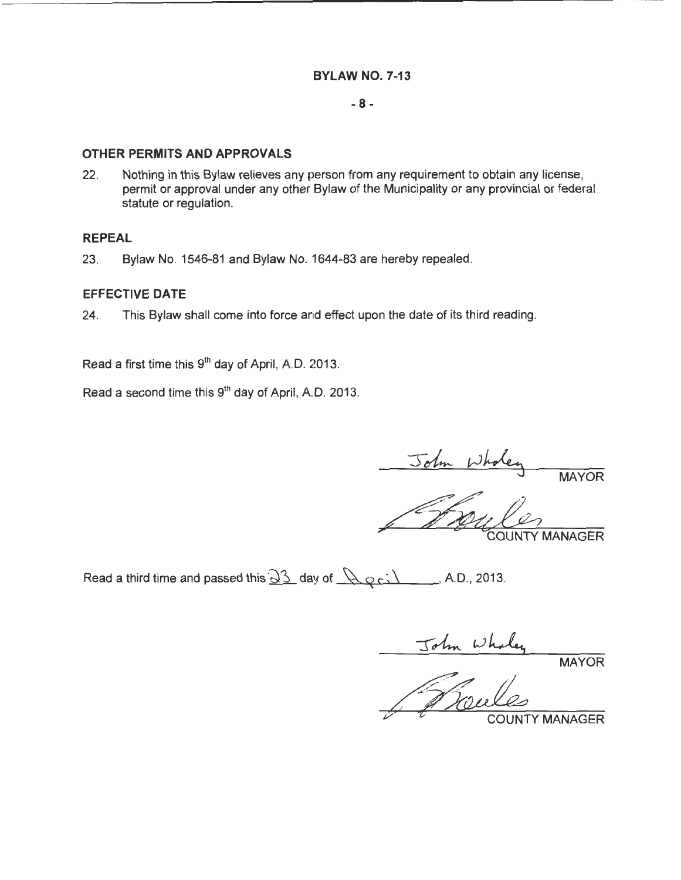**BYLAW NO. 7-13**

## OTHER PERMITS AND APPROVALS

22. Nothing in this Bylaw relieves any person from any requirement to obtain any license, permit or approval under any other Bylaw of the Municipality or any provincial or federal statute or regulation.

## REPEAL

23. Bylaw No. 1546-81 and Bylaw No. 1644-83 are hereby repealed.

## EFFECTIVE DATE

24. This Bylaw shall come into force and effect upon the date of its third reading.

Read a first time this 9th day of April, A.D. 2013.

Read a second time this 9th day of April, A.D. 2013.

John Whaley
MAYOR

COUNTY MANAGER

Read a third time and passed this 23 day of April, A.D., 2013.

John Whaley
MAYOR

COUNTY MANAGER